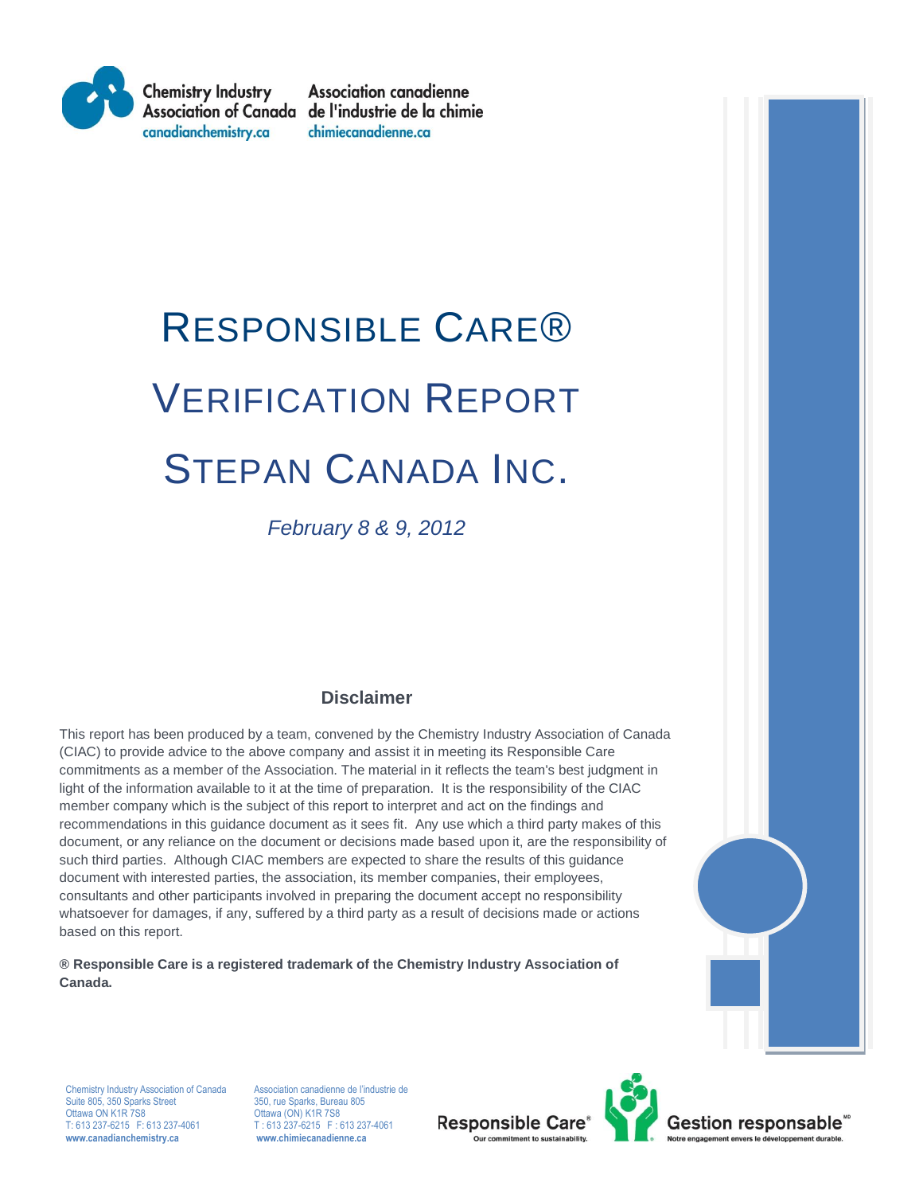Chemistry Industry Association of Canada
canadianchemistry.ca

Association canadienne de l'industrie de la chimie
chimiecanadienne.ca

# RESPONSIBLE CARE®

# VERIFICATION REPORT

# STEPAN CANADA INC.

*February 8 & 9, 2012*

## Disclaimer

This report has been produced by a team, convened by the Chemistry Industry Association of Canada (CIAC) to provide advice to the above company and assist it in meeting its Responsible Care commitments as a member of the Association. The material in it reflects the team's best judgment in light of the information available to it at the time of preparation. It is the responsibility of the CIAC member company which is the subject of this report to interpret and act on the findings and recommendations in this guidance document as it sees fit. Any use which a third party makes of this document, or any reliance on the document or decisions made based upon it, are the responsibility of such third parties. Although CIAC members are expected to share the results of this guidance document with interested parties, the association, its member companies, their employees, consultants and other participants involved in preparing the document accept no responsibility whatsoever for damages, if any, suffered by a third party as a result of decisions made or actions based on this report.

**® Responsible Care is a registered trademark of the Chemistry Industry Association of Canada.**

Chemistry Industry Association of Canada
Suite 805, 350 Sparks Street
Ottawa ON K1R 7S8
T: 613 237-6215 F: 613 237-4061
**www.canadianchemistry.ca**

Association canadienne de l'industrie de
350, rue Sparks, Bureau 805
Ottawa (ON) K1R 7S8
T : 613 237-6215 F : 613 237-4061
**www.chimiecanadienne.ca**

Responsible Care® Our commitment to sustainability.

Gestion responsable[MD] Notre engagement envers le développement durable.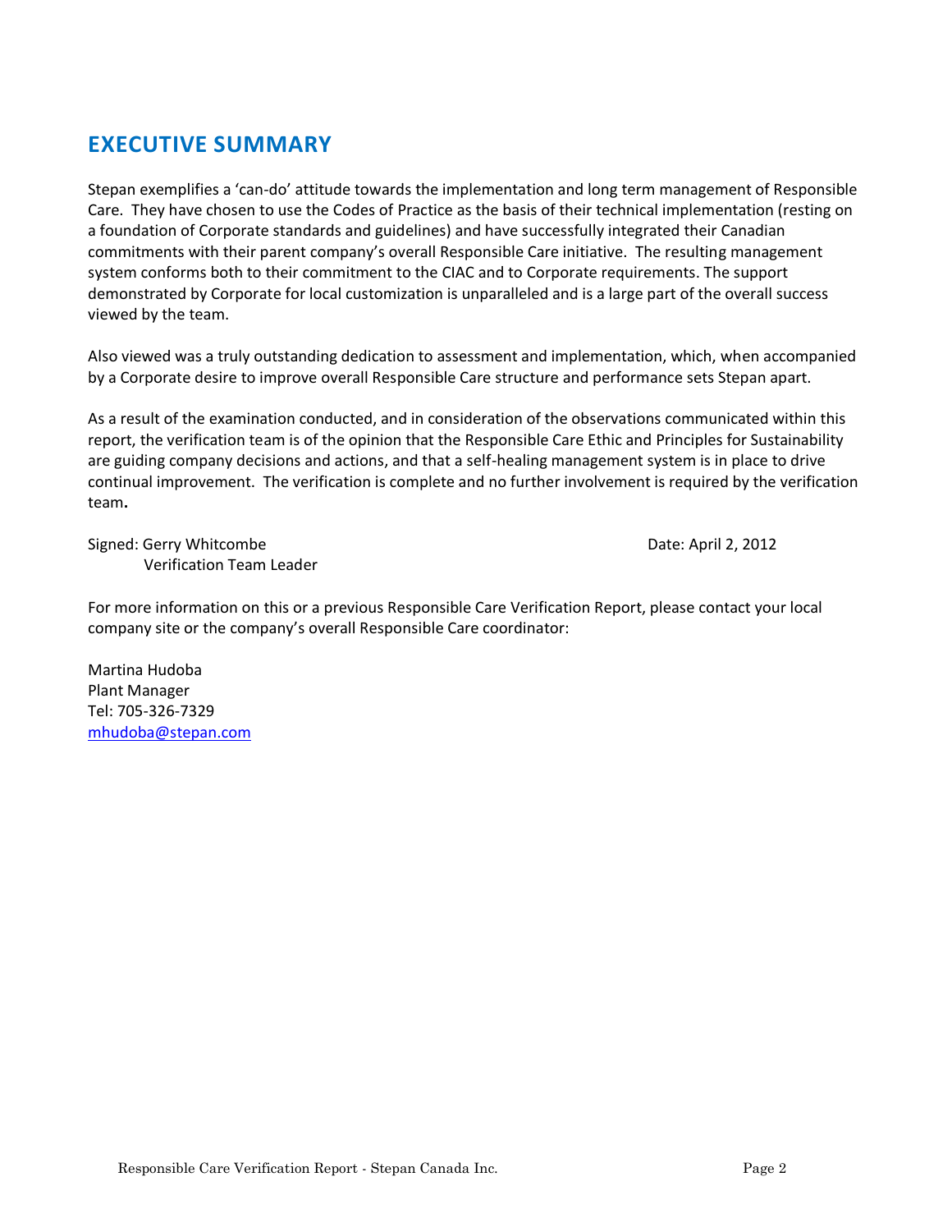## EXECUTIVE SUMMARY

Stepan exemplifies a 'can-do' attitude towards the implementation and long term management of Responsible Care. They have chosen to use the Codes of Practice as the basis of their technical implementation (resting on a foundation of Corporate standards and guidelines) and have successfully integrated their Canadian commitments with their parent company's overall Responsible Care initiative. The resulting management system conforms both to their commitment to the CIAC and to Corporate requirements. The support demonstrated by Corporate for local customization is unparalleled and is a large part of the overall success viewed by the team.

Also viewed was a truly outstanding dedication to assessment and implementation, which, when accompanied by a Corporate desire to improve overall Responsible Care structure and performance sets Stepan apart.

As a result of the examination conducted, and in consideration of the observations communicated within this report, the verification team is of the opinion that the Responsible Care Ethic and Principles for Sustainability are guiding company decisions and actions, and that a self-healing management system is in place to drive continual improvement. The verification is complete and no further involvement is required by the verification team**.**

Signed: Gerry Whitcombe
Verification Team Leader

Date: April 2, 2012

For more information on this or a previous Responsible Care Verification Report, please contact your local company site or the company's overall Responsible Care coordinator:

Martina Hudoba
Plant Manager
Tel: 705-326-7329
mhudoba@stepan.com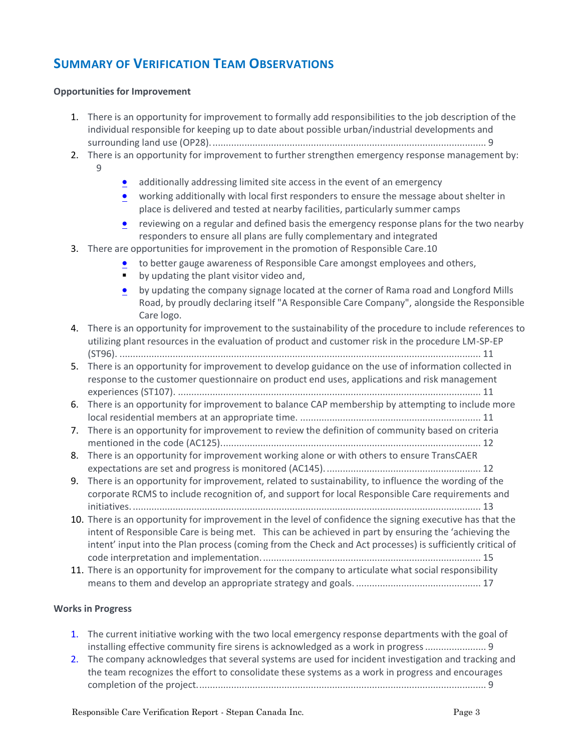## Summary of Verification Team Observations

**Opportunities for Improvement**

1. There is an opportunity for improvement to formally add responsibilities to the job description of the individual responsible for keeping up to date about possible urban/industrial developments and surrounding land use (OP28). ........................................................................................................ 9
2. There is an opportunity for improvement to further strengthen emergency response management by: 9
   - additionally addressing limited site access in the event of an emergency
   - working additionally with local first responders to ensure the message about shelter in place is delivered and tested at nearby facilities, particularly summer camps
   - reviewing on a regular and defined basis the emergency response plans for the two nearby responders to ensure all plans are fully complementary and integrated
3. There are opportunities for improvement in the promotion of Responsible Care.10
   - to better gauge awareness of Responsible Care amongst employees and others,
   - by updating the plant visitor video and,
   - by updating the company signage located at the corner of Rama road and Longford Mills Road, by proudly declaring itself "A Responsible Care Company", alongside the Responsible Care logo.
4. There is an opportunity for improvement to the sustainability of the procedure to include references to utilizing plant resources in the evaluation of product and customer risk in the procedure LM-SP-EP (ST96). ........................................................................................................................ 11
5. There is an opportunity for improvement to develop guidance on the use of information collected in response to the customer questionnaire on product end uses, applications and risk management experiences (ST107). ................................................................................................................ 11
6. There is an opportunity for improvement to balance CAP membership by attempting to include more local residential members at an appropriate time. .................................................................... 11
7. There is an opportunity for improvement to review the definition of community based on criteria mentioned in the code (AC125)................................................................................................. 12
8. There is an opportunity for improvement working alone or with others to ensure TransCAER expectations are set and progress is monitored (AC145). ......................................................... 12
9. There is an opportunity for improvement, related to sustainability, to influence the wording of the corporate RCMS to include recognition of, and support for local Responsible Care requirements and initiatives. ................................................................................................................................. 13
10. There is an opportunity for improvement in the level of confidence the signing executive has that the intent of Responsible Care is being met. This can be achieved in part by ensuring the 'achieving the intent' input into the Plan process (coming from the Check and Act processes) is sufficiently critical of code interpretation and implementation. ................................................................................ 15
11. There is an opportunity for improvement for the company to articulate what social responsibility means to them and develop an appropriate strategy and goals. .............................................. 17

**Works in Progress**

1. The current initiative working with the two local emergency response departments with the goal of installing effective community fire sirens is acknowledged as a work in progress ....................... 9
2. The company acknowledges that several systems are used for incident investigation and tracking and the team recognizes the effort to consolidate these systems as a work in progress and encourages completion of the project. ........................................................................................................... 9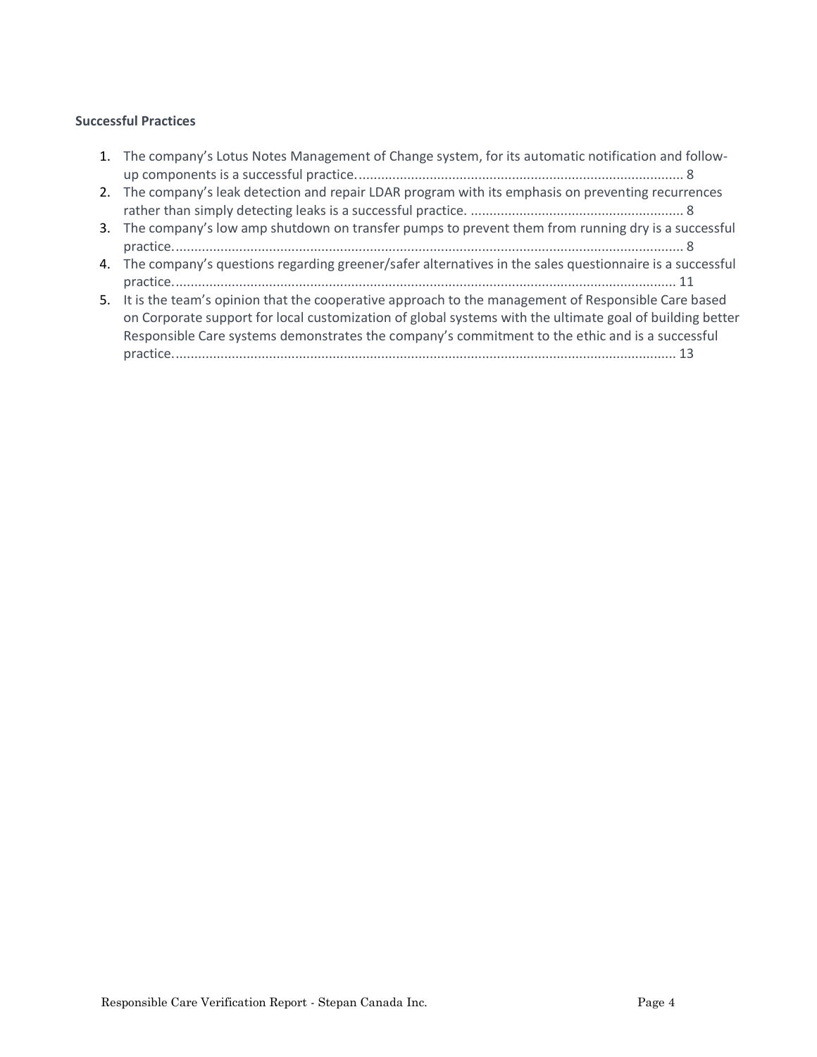**Successful Practices**

1. The company's Lotus Notes Management of Change system, for its automatic notification and follow-up components is a successful practice. ........................................................................................ 8
2. The company's leak detection and repair LDAR program with its emphasis on preventing recurrences rather than simply detecting leaks is a successful practice. ......................................................... 8
3. The company's low amp shutdown on transfer pumps to prevent them from running dry is a successful practice. ....................................................................................................................................... 8
4. The company's questions regarding greener/safer alternatives in the sales questionnaire is a successful practice. ..................................................................................................................................... 11
5. It is the team's opinion that the cooperative approach to the management of Responsible Care based on Corporate support for local customization of global systems with the ultimate goal of building better Responsible Care systems demonstrates the company's commitment to the ethic and is a successful practice. ..................................................................................................................................... 13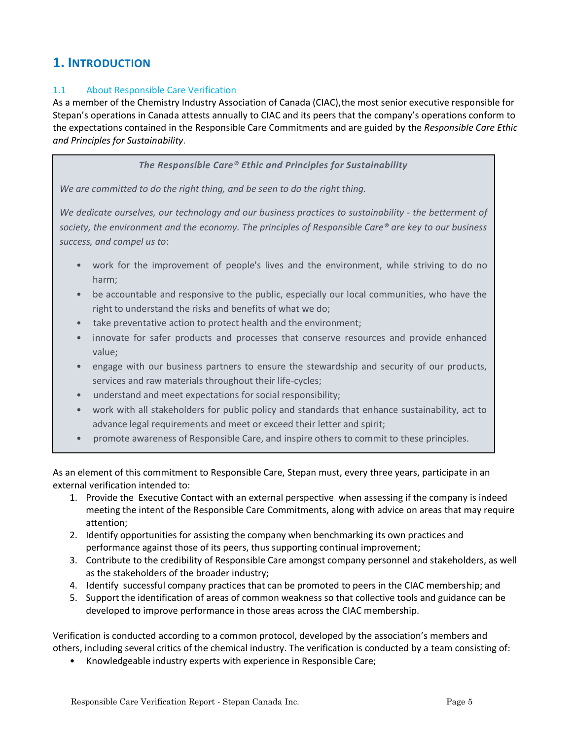# 1. INTRODUCTION

## 1.1 About Responsible Care Verification

As a member of the Chemistry Industry Association of Canada (CIAC),the most senior executive responsible for Stepan's operations in Canada attests annually to CIAC and its peers that the company's operations conform to the expectations contained in the Responsible Care Commitments and are guided by the *Responsible Care Ethic and Principles for Sustainability*.

> ***The Responsible Care® Ethic and Principles for Sustainability***
>
> *We are committed to do the right thing, and be seen to do the right thing.*
>
> *We dedicate ourselves, our technology and our business practices to sustainability - the betterment of society, the environment and the economy. The principles of Responsible Care® are key to our business success, and compel us to*:
>
> - work for the improvement of people's lives and the environment, while striving to do no harm;
> - be accountable and responsive to the public, especially our local communities, who have the right to understand the risks and benefits of what we do;
> - take preventative action to protect health and the environment;
> - innovate for safer products and processes that conserve resources and provide enhanced value;
> - engage with our business partners to ensure the stewardship and security of our products, services and raw materials throughout their life-cycles;
> - understand and meet expectations for social responsibility;
> - work with all stakeholders for public policy and standards that enhance sustainability, act to advance legal requirements and meet or exceed their letter and spirit;
> - promote awareness of Responsible Care, and inspire others to commit to these principles.

As an element of this commitment to Responsible Care, Stepan must, every three years, participate in an external verification intended to:

1. Provide the Executive Contact with an external perspective when assessing if the company is indeed meeting the intent of the Responsible Care Commitments, along with advice on areas that may require attention;
2. Identify opportunities for assisting the company when benchmarking its own practices and performance against those of its peers, thus supporting continual improvement;
3. Contribute to the credibility of Responsible Care amongst company personnel and stakeholders, as well as the stakeholders of the broader industry;
4. Identify successful company practices that can be promoted to peers in the CIAC membership; and
5. Support the identification of areas of common weakness so that collective tools and guidance can be developed to improve performance in those areas across the CIAC membership.

Verification is conducted according to a common protocol, developed by the association's members and others, including several critics of the chemical industry. The verification is conducted by a team consisting of:

- Knowledgeable industry experts with experience in Responsible Care;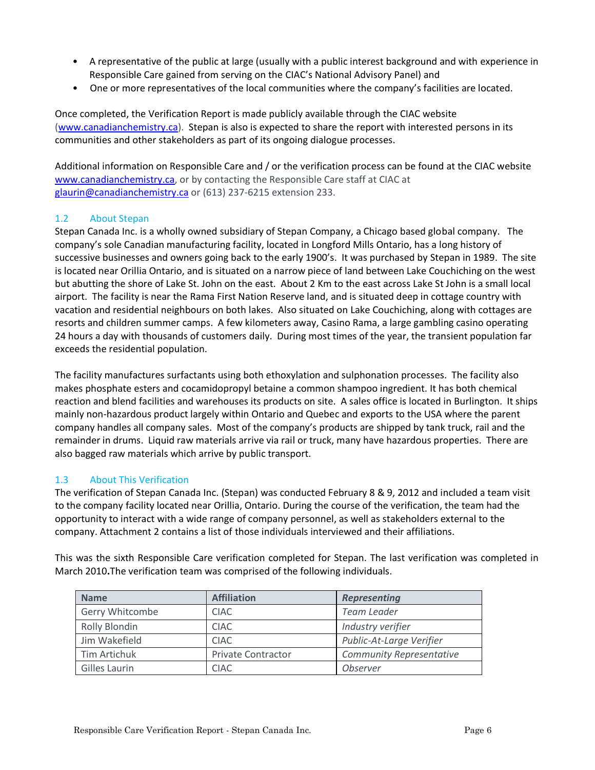- A representative of the public at large (usually with a public interest background and with experience in Responsible Care gained from serving on the CIAC's National Advisory Panel) and
- One or more representatives of the local communities where the company's facilities are located.

Once completed, the Verification Report is made publicly available through the CIAC website (www.canadianchemistry.ca). Stepan is also is expected to share the report with interested persons in its communities and other stakeholders as part of its ongoing dialogue processes.

Additional information on Responsible Care and / or the verification process can be found at the CIAC website www.canadianchemistry.ca, or by contacting the Responsible Care staff at CIAC at glaurin@canadianchemistry.ca or (613) 237-6215 extension 233.

### 1.2 About Stepan

Stepan Canada Inc. is a wholly owned subsidiary of Stepan Company, a Chicago based global company. The company's sole Canadian manufacturing facility, located in Longford Mills Ontario, has a long history of successive businesses and owners going back to the early 1900's. It was purchased by Stepan in 1989. The site is located near Orillia Ontario, and is situated on a narrow piece of land between Lake Couchiching on the west but abutting the shore of Lake St. John on the east. About 2 Km to the east across Lake St John is a small local airport. The facility is near the Rama First Nation Reserve land, and is situated deep in cottage country with vacation and residential neighbours on both lakes. Also situated on Lake Couchiching, along with cottages are resorts and children summer camps. A few kilometers away, Casino Rama, a large gambling casino operating 24 hours a day with thousands of customers daily. During most times of the year, the transient population far exceeds the residential population.

The facility manufactures surfactants using both ethoxylation and sulphonation processes. The facility also makes phosphate esters and cocamidopropyl betaine a common shampoo ingredient. It has both chemical reaction and blend facilities and warehouses its products on site. A sales office is located in Burlington. It ships mainly non-hazardous product largely within Ontario and Quebec and exports to the USA where the parent company handles all company sales. Most of the company's products are shipped by tank truck, rail and the remainder in drums. Liquid raw materials arrive via rail or truck, many have hazardous properties. There are also bagged raw materials which arrive by public transport.

### 1.3 About This Verification

The verification of Stepan Canada Inc. (Stepan) was conducted February 8 & 9, 2012 and included a team visit to the company facility located near Orillia, Ontario. During the course of the verification, the team had the opportunity to interact with a wide range of company personnel, as well as stakeholders external to the company. Attachment 2 contains a list of those individuals interviewed and their affiliations.

This was the sixth Responsible Care verification completed for Stepan. The last verification was completed in March 2010. The verification team was comprised of the following individuals.

| Name | Affiliation | *Representing* |
|---|---|---|
| Gerry Whitcombe | CIAC | *Team Leader* |
| Rolly Blondin | CIAC | *Industry verifier* |
| Jim Wakefield | CIAC | *Public-At-Large Verifier* |
| Tim Artichuk | Private Contractor | *Community Representative* |
| Gilles Laurin | CIAC | *Observer* |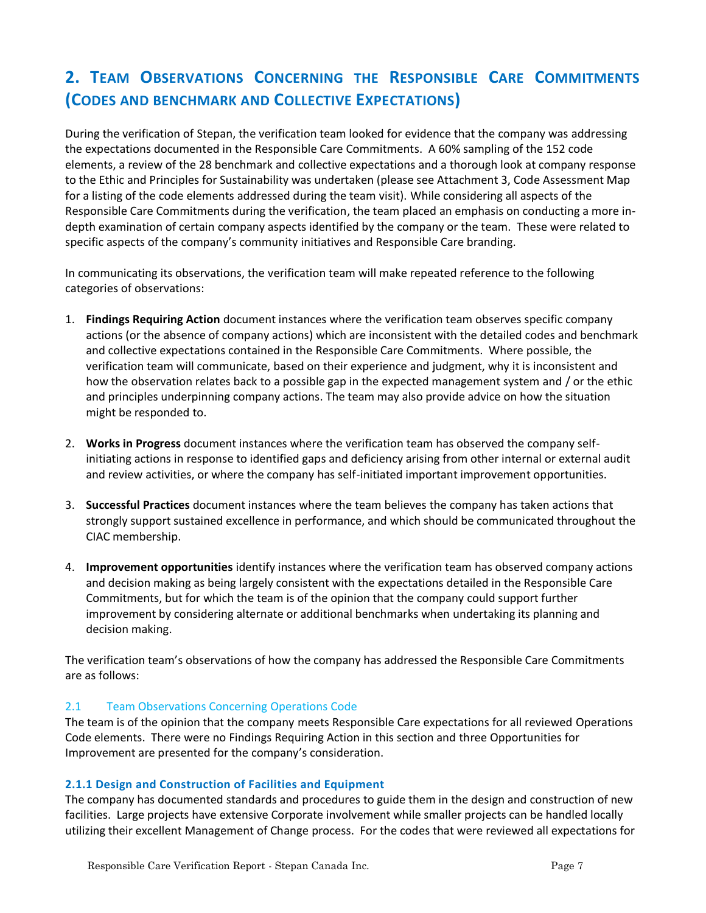## 2. Team Observations Concerning the Responsible Care Commitments (Codes and benchmark and Collective Expectations)

During the verification of Stepan, the verification team looked for evidence that the company was addressing the expectations documented in the Responsible Care Commitments. A 60% sampling of the 152 code elements, a review of the 28 benchmark and collective expectations and a thorough look at company response to the Ethic and Principles for Sustainability was undertaken (please see Attachment 3, Code Assessment Map for a listing of the code elements addressed during the team visit). While considering all aspects of the Responsible Care Commitments during the verification, the team placed an emphasis on conducting a more in-depth examination of certain company aspects identified by the company or the team. These were related to specific aspects of the company's community initiatives and Responsible Care branding.

In communicating its observations, the verification team will make repeated reference to the following categories of observations:

1. **Findings Requiring Action** document instances where the verification team observes specific company actions (or the absence of company actions) which are inconsistent with the detailed codes and benchmark and collective expectations contained in the Responsible Care Commitments. Where possible, the verification team will communicate, based on their experience and judgment, why it is inconsistent and how the observation relates back to a possible gap in the expected management system and / or the ethic and principles underpinning company actions. The team may also provide advice on how the situation might be responded to.

2. **Works in Progress** document instances where the verification team has observed the company self-initiating actions in response to identified gaps and deficiency arising from other internal or external audit and review activities, or where the company has self-initiated important improvement opportunities.

3. **Successful Practices** document instances where the team believes the company has taken actions that strongly support sustained excellence in performance, and which should be communicated throughout the CIAC membership.

4. **Improvement opportunities** identify instances where the verification team has observed company actions and decision making as being largely consistent with the expectations detailed in the Responsible Care Commitments, but for which the team is of the opinion that the company could support further improvement by considering alternate or additional benchmarks when undertaking its planning and decision making.

The verification team's observations of how the company has addressed the Responsible Care Commitments are as follows:

### 2.1 Team Observations Concerning Operations Code

The team is of the opinion that the company meets Responsible Care expectations for all reviewed Operations Code elements. There were no Findings Requiring Action in this section and three Opportunities for Improvement are presented for the company's consideration.

#### 2.1.1 Design and Construction of Facilities and Equipment

The company has documented standards and procedures to guide them in the design and construction of new facilities. Large projects have extensive Corporate involvement while smaller projects can be handled locally utilizing their excellent Management of Change process. For the codes that were reviewed all expectations for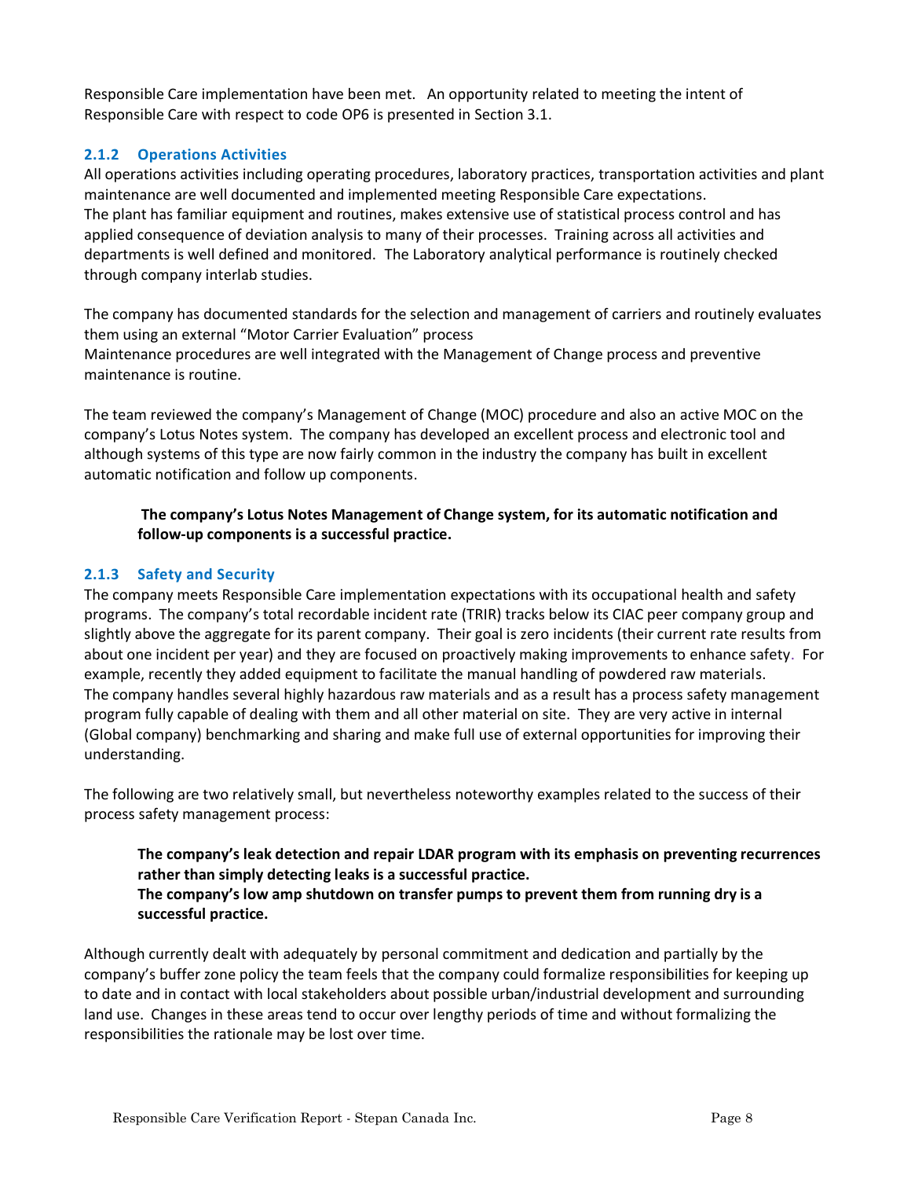Responsible Care implementation have been met. An opportunity related to meeting the intent of Responsible Care with respect to code OP6 is presented in Section 3.1.

### 2.1.2 Operations Activities

All operations activities including operating procedures, laboratory practices, transportation activities and plant maintenance are well documented and implemented meeting Responsible Care expectations.
The plant has familiar equipment and routines, makes extensive use of statistical process control and has applied consequence of deviation analysis to many of their processes. Training across all activities and departments is well defined and monitored. The Laboratory analytical performance is routinely checked through company interlab studies.

The company has documented standards for the selection and management of carriers and routinely evaluates them using an external "Motor Carrier Evaluation" process
Maintenance procedures are well integrated with the Management of Change process and preventive maintenance is routine.

The team reviewed the company's Management of Change (MOC) procedure and also an active MOC on the company's Lotus Notes system. The company has developed an excellent process and electronic tool and although systems of this type are now fairly common in the industry the company has built in excellent automatic notification and follow up components.

> **The company's Lotus Notes Management of Change system, for its automatic notification and follow-up components is a successful practice.**

### 2.1.3 Safety and Security

The company meets Responsible Care implementation expectations with its occupational health and safety programs. The company's total recordable incident rate (TRIR) tracks below its CIAC peer company group and slightly above the aggregate for its parent company. Their goal is zero incidents (their current rate results from about one incident per year) and they are focused on proactively making improvements to enhance safety. For example, recently they added equipment to facilitate the manual handling of powdered raw materials.
The company handles several highly hazardous raw materials and as a result has a process safety management program fully capable of dealing with them and all other material on site. They are very active in internal (Global company) benchmarking and sharing and make full use of external opportunities for improving their understanding.

The following are two relatively small, but nevertheless noteworthy examples related to the success of their process safety management process:

> **The company's leak detection and repair LDAR program with its emphasis on preventing recurrences rather than simply detecting leaks is a successful practice.**
> **The company's low amp shutdown on transfer pumps to prevent them from running dry is a successful practice.**

Although currently dealt with adequately by personal commitment and dedication and partially by the company's buffer zone policy the team feels that the company could formalize responsibilities for keeping up to date and in contact with local stakeholders about possible urban/industrial development and surrounding land use. Changes in these areas tend to occur over lengthy periods of time and without formalizing the responsibilities the rationale may be lost over time.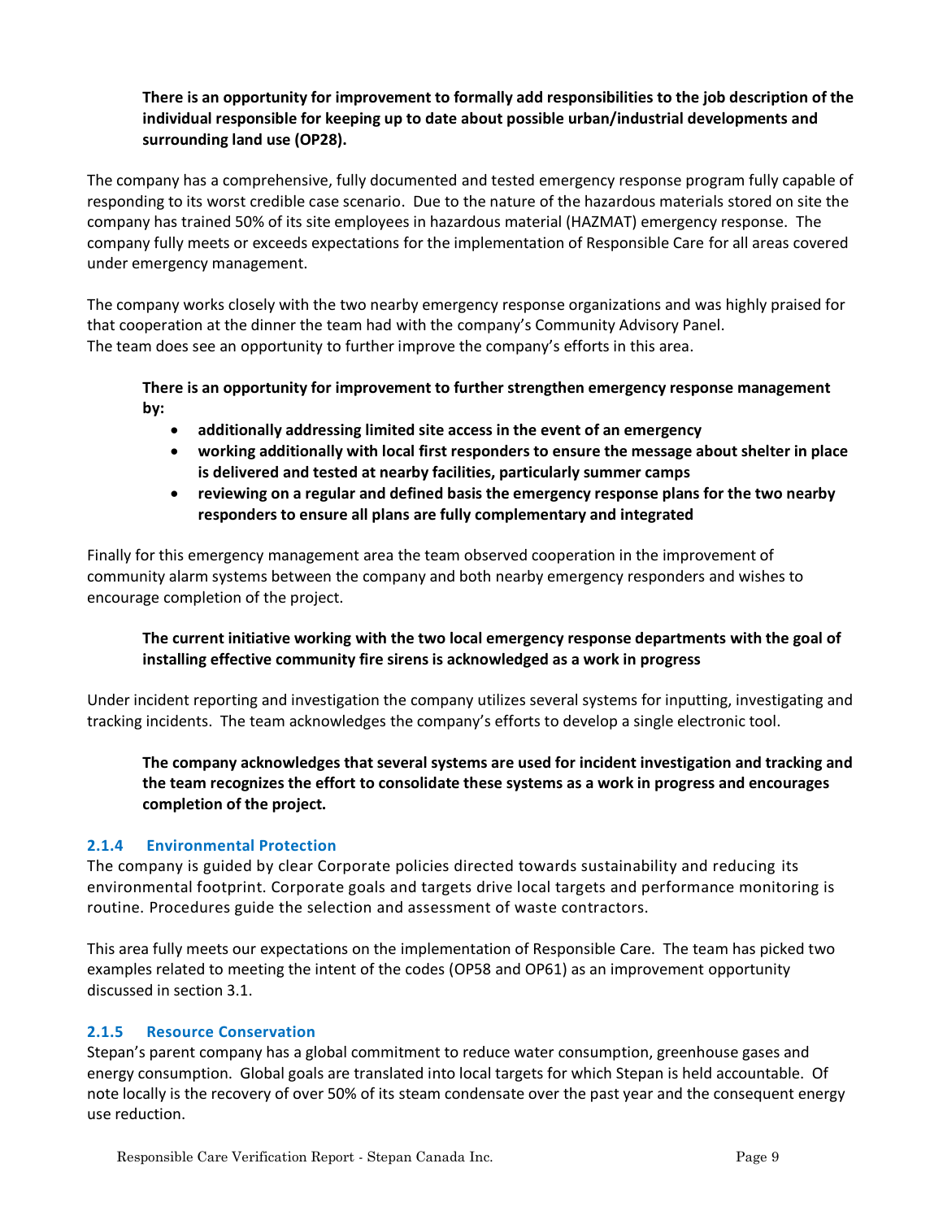**There is an opportunity for improvement to formally add responsibilities to the job description of the individual responsible for keeping up to date about possible urban/industrial developments and surrounding land use (OP28).**

The company has a comprehensive, fully documented and tested emergency response program fully capable of responding to its worst credible case scenario. Due to the nature of the hazardous materials stored on site the company has trained 50% of its site employees in hazardous material (HAZMAT) emergency response. The company fully meets or exceeds expectations for the implementation of Responsible Care for all areas covered under emergency management.

The company works closely with the two nearby emergency response organizations and was highly praised for that cooperation at the dinner the team had with the company's Community Advisory Panel. The team does see an opportunity to further improve the company's efforts in this area.

**There is an opportunity for improvement to further strengthen emergency response management by:**

- **additionally addressing limited site access in the event of an emergency**
- **working additionally with local first responders to ensure the message about shelter in place is delivered and tested at nearby facilities, particularly summer camps**
- **reviewing on a regular and defined basis the emergency response plans for the two nearby responders to ensure all plans are fully complementary and integrated**

Finally for this emergency management area the team observed cooperation in the improvement of community alarm systems between the company and both nearby emergency responders and wishes to encourage completion of the project.

**The current initiative working with the two local emergency response departments with the goal of installing effective community fire sirens is acknowledged as a work in progress**

Under incident reporting and investigation the company utilizes several systems for inputting, investigating and tracking incidents. The team acknowledges the company's efforts to develop a single electronic tool.

**The company acknowledges that several systems are used for incident investigation and tracking and the team recognizes the effort to consolidate these systems as a work in progress and encourages completion of the project.**

### 2.1.4 Environmental Protection

The company is guided by clear Corporate policies directed towards sustainability and reducing its environmental footprint. Corporate goals and targets drive local targets and performance monitoring is routine. Procedures guide the selection and assessment of waste contractors.

This area fully meets our expectations on the implementation of Responsible Care. The team has picked two examples related to meeting the intent of the codes (OP58 and OP61) as an improvement opportunity discussed in section 3.1.

### 2.1.5 Resource Conservation

Stepan's parent company has a global commitment to reduce water consumption, greenhouse gases and energy consumption. Global goals are translated into local targets for which Stepan is held accountable. Of note locally is the recovery of over 50% of its steam condensate over the past year and the consequent energy use reduction.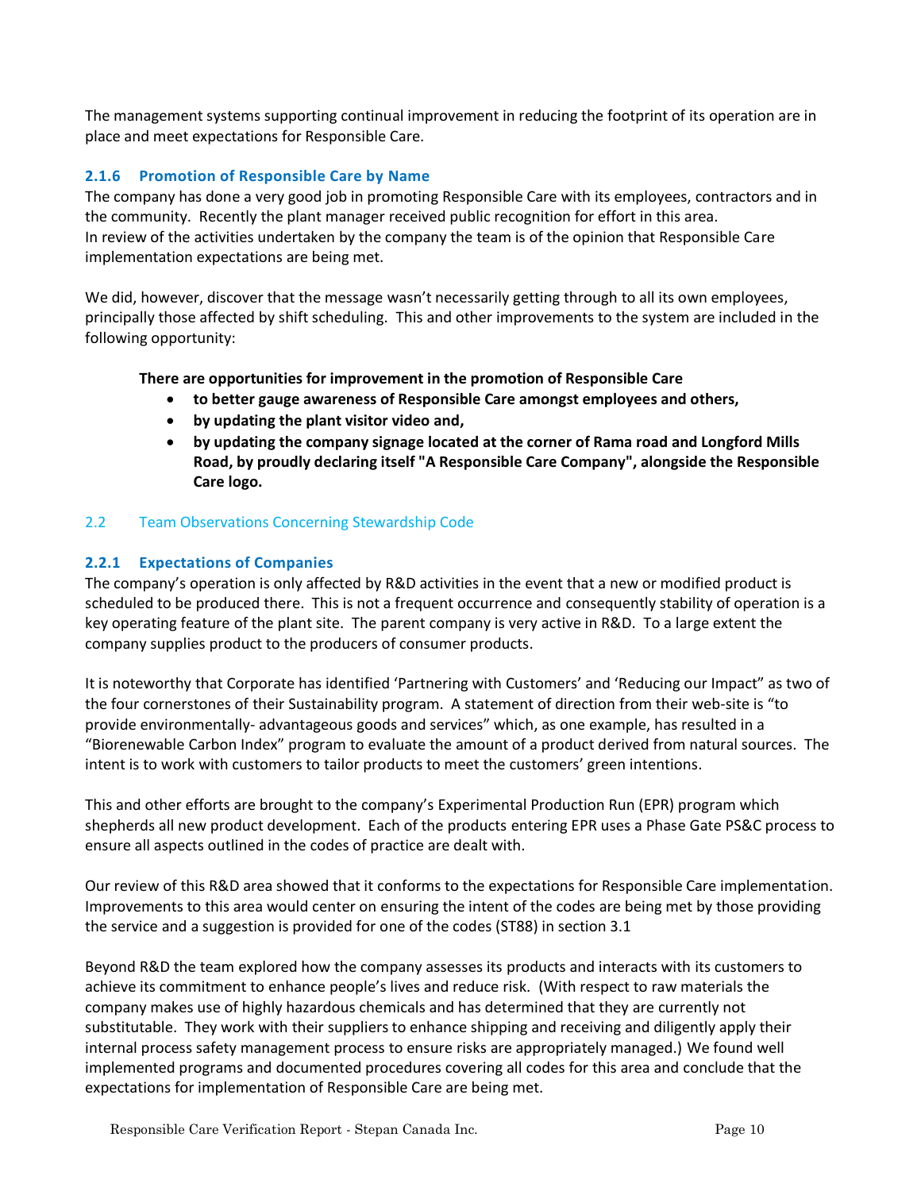The management systems supporting continual improvement in reducing the footprint of its operation are in place and meet expectations for Responsible Care.

### 2.1.6 Promotion of Responsible Care by Name

The company has done a very good job in promoting Responsible Care with its employees, contractors and in the community. Recently the plant manager received public recognition for effort in this area. In review of the activities undertaken by the company the team is of the opinion that Responsible Care implementation expectations are being met.

We did, however, discover that the message wasn't necessarily getting through to all its own employees, principally those affected by shift scheduling. This and other improvements to the system are included in the following opportunity:

**There are opportunities for improvement in the promotion of Responsible Care**

- **to better gauge awareness of Responsible Care amongst employees and others,**
- **by updating the plant visitor video and,**
- **by updating the company signage located at the corner of Rama road and Longford Mills Road, by proudly declaring itself "A Responsible Care Company", alongside the Responsible Care logo.**

## 2.2 Team Observations Concerning Stewardship Code

### 2.2.1 Expectations of Companies

The company's operation is only affected by R&D activities in the event that a new or modified product is scheduled to be produced there. This is not a frequent occurrence and consequently stability of operation is a key operating feature of the plant site. The parent company is very active in R&D. To a large extent the company supplies product to the producers of consumer products.

It is noteworthy that Corporate has identified 'Partnering with Customers' and 'Reducing our Impact" as two of the four cornerstones of their Sustainability program. A statement of direction from their web-site is "to provide environmentally- advantageous goods and services" which, as one example, has resulted in a "Biorenewable Carbon Index" program to evaluate the amount of a product derived from natural sources. The intent is to work with customers to tailor products to meet the customers' green intentions.

This and other efforts are brought to the company's Experimental Production Run (EPR) program which shepherds all new product development. Each of the products entering EPR uses a Phase Gate PS&C process to ensure all aspects outlined in the codes of practice are dealt with.

Our review of this R&D area showed that it conforms to the expectations for Responsible Care implementation. Improvements to this area would center on ensuring the intent of the codes are being met by those providing the service and a suggestion is provided for one of the codes (ST88) in section 3.1

Beyond R&D the team explored how the company assesses its products and interacts with its customers to achieve its commitment to enhance people's lives and reduce risk. (With respect to raw materials the company makes use of highly hazardous chemicals and has determined that they are currently not substitutable. They work with their suppliers to enhance shipping and receiving and diligently apply their internal process safety management process to ensure risks are appropriately managed.) We found well implemented programs and documented procedures covering all codes for this area and conclude that the expectations for implementation of Responsible Care are being met.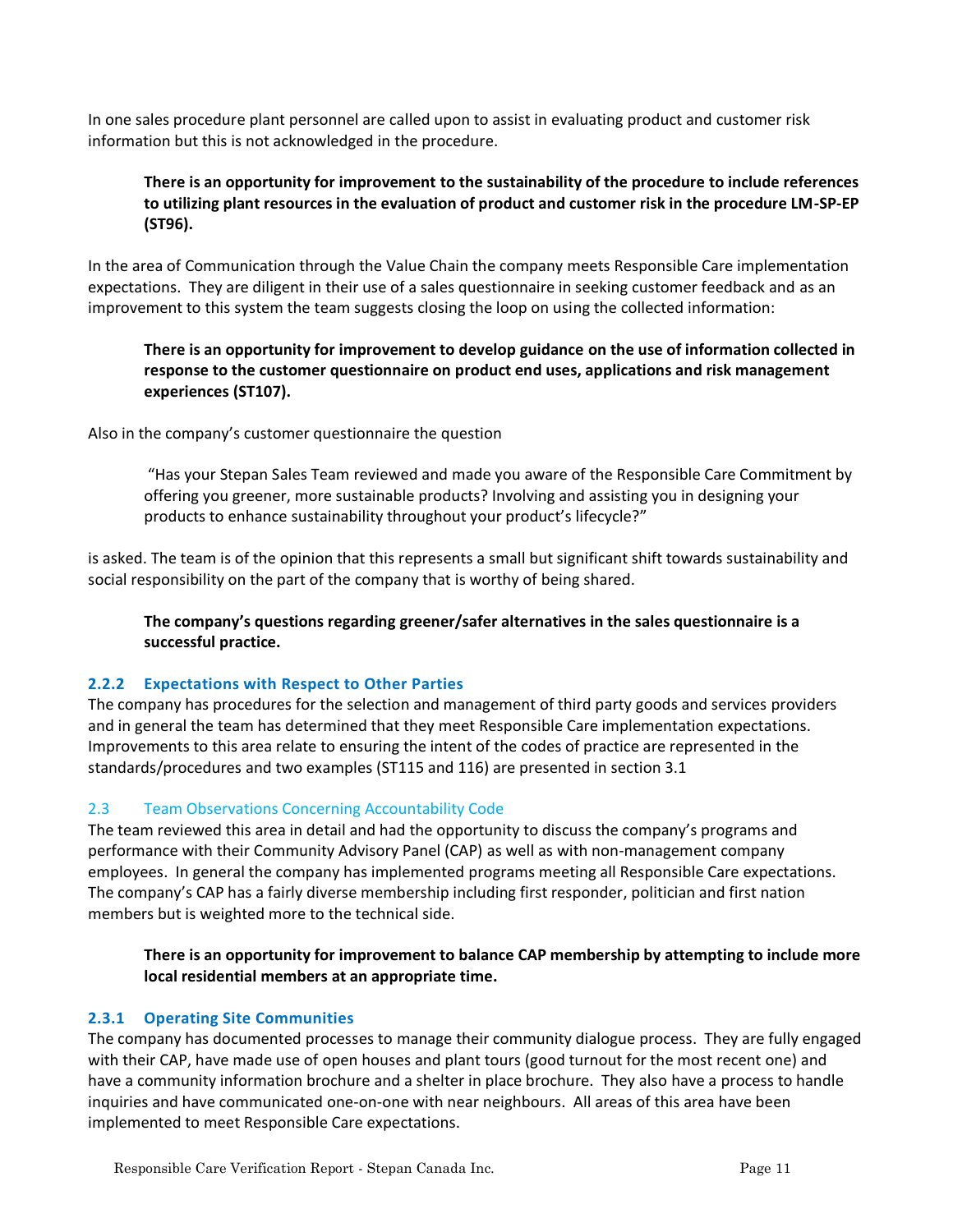In one sales procedure plant personnel are called upon to assist in evaluating product and customer risk information but this is not acknowledged in the procedure.

> **There is an opportunity for improvement to the sustainability of the procedure to include references to utilizing plant resources in the evaluation of product and customer risk in the procedure LM-SP-EP (ST96).**

In the area of Communication through the Value Chain the company meets Responsible Care implementation expectations. They are diligent in their use of a sales questionnaire in seeking customer feedback and as an improvement to this system the team suggests closing the loop on using the collected information:

> **There is an opportunity for improvement to develop guidance on the use of information collected in response to the customer questionnaire on product end uses, applications and risk management experiences (ST107).**

Also in the company's customer questionnaire the question

> "Has your Stepan Sales Team reviewed and made you aware of the Responsible Care Commitment by offering you greener, more sustainable products? Involving and assisting you in designing your products to enhance sustainability throughout your product's lifecycle?"

is asked. The team is of the opinion that this represents a small but significant shift towards sustainability and social responsibility on the part of the company that is worthy of being shared.

> **The company's questions regarding greener/safer alternatives in the sales questionnaire is a successful practice.**

### 2.2.2 Expectations with Respect to Other Parties

The company has procedures for the selection and management of third party goods and services providers and in general the team has determined that they meet Responsible Care implementation expectations. Improvements to this area relate to ensuring the intent of the codes of practice are represented in the standards/procedures and two examples (ST115 and 116) are presented in section 3.1

## 2.3 Team Observations Concerning Accountability Code

The team reviewed this area in detail and had the opportunity to discuss the company's programs and performance with their Community Advisory Panel (CAP) as well as with non-management company employees. In general the company has implemented programs meeting all Responsible Care expectations. The company's CAP has a fairly diverse membership including first responder, politician and first nation members but is weighted more to the technical side.

> **There is an opportunity for improvement to balance CAP membership by attempting to include more local residential members at an appropriate time.**

### 2.3.1 Operating Site Communities

The company has documented processes to manage their community dialogue process. They are fully engaged with their CAP, have made use of open houses and plant tours (good turnout for the most recent one) and have a community information brochure and a shelter in place brochure. They also have a process to handle inquiries and have communicated one-on-one with near neighbours. All areas of this area have been implemented to meet Responsible Care expectations.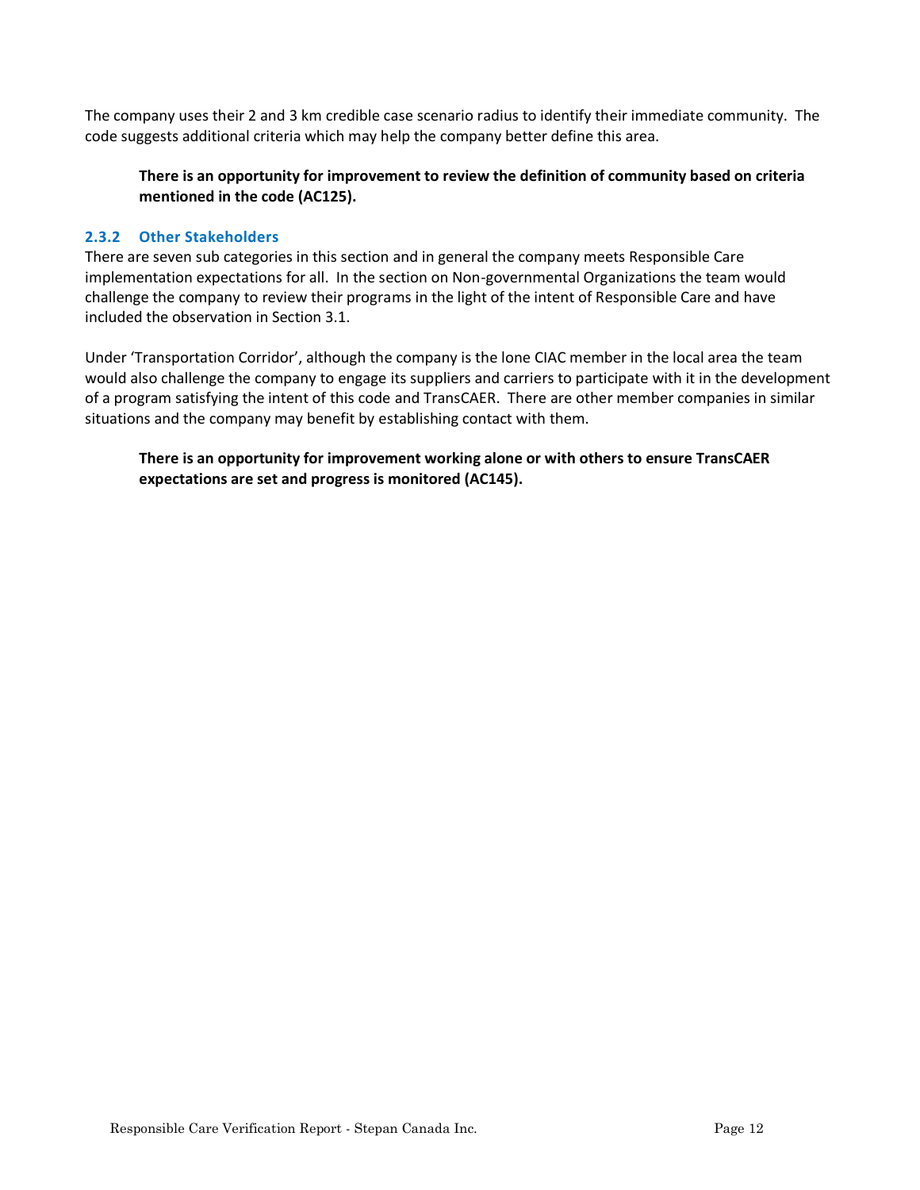The company uses their 2 and 3 km credible case scenario radius to identify their immediate community. The code suggests additional criteria which may help the company better define this area.

> **There is an opportunity for improvement to review the definition of community based on criteria mentioned in the code (AC125).**

### 2.3.2 Other Stakeholders

There are seven sub categories in this section and in general the company meets Responsible Care implementation expectations for all. In the section on Non-governmental Organizations the team would challenge the company to review their programs in the light of the intent of Responsible Care and have included the observation in Section 3.1.

Under 'Transportation Corridor', although the company is the lone CIAC member in the local area the team would also challenge the company to engage its suppliers and carriers to participate with it in the development of a program satisfying the intent of this code and TransCAER. There are other member companies in similar situations and the company may benefit by establishing contact with them.

> **There is an opportunity for improvement working alone or with others to ensure TransCAER expectations are set and progress is monitored (AC145).**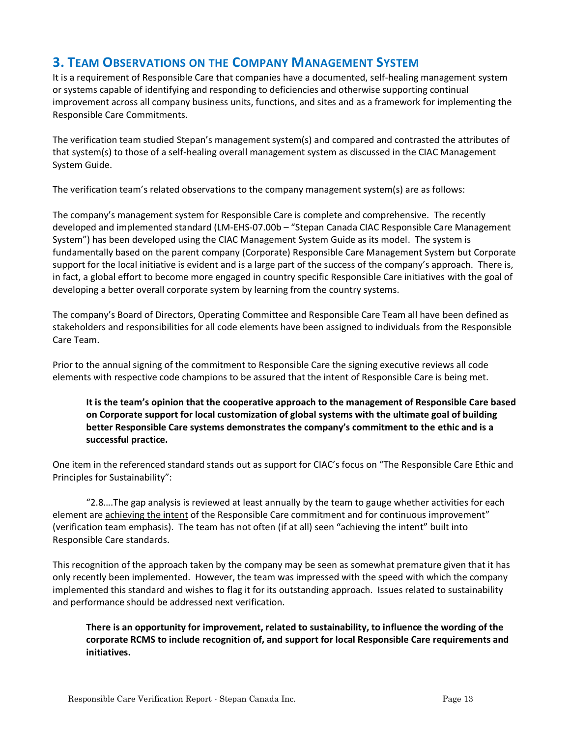## 3. Team Observations on the Company Management System

It is a requirement of Responsible Care that companies have a documented, self-healing management system or systems capable of identifying and responding to deficiencies and otherwise supporting continual improvement across all company business units, functions, and sites and as a framework for implementing the Responsible Care Commitments.

The verification team studied Stepan's management system(s) and compared and contrasted the attributes of that system(s) to those of a self-healing overall management system as discussed in the CIAC Management System Guide.

The verification team's related observations to the company management system(s) are as follows:

The company's management system for Responsible Care is complete and comprehensive. The recently developed and implemented standard (LM-EHS-07.00b – "Stepan Canada CIAC Responsible Care Management System") has been developed using the CIAC Management System Guide as its model. The system is fundamentally based on the parent company (Corporate) Responsible Care Management System but Corporate support for the local initiative is evident and is a large part of the success of the company's approach. There is, in fact, a global effort to become more engaged in country specific Responsible Care initiatives with the goal of developing a better overall corporate system by learning from the country systems.

The company's Board of Directors, Operating Committee and Responsible Care Team all have been defined as stakeholders and responsibilities for all code elements have been assigned to individuals from the Responsible Care Team.

Prior to the annual signing of the commitment to Responsible Care the signing executive reviews all code elements with respective code champions to be assured that the intent of Responsible Care is being met.

> **It is the team's opinion that the cooperative approach to the management of Responsible Care based on Corporate support for local customization of global systems with the ultimate goal of building better Responsible Care systems demonstrates the company's commitment to the ethic and is a successful practice.**

One item in the referenced standard stands out as support for CIAC's focus on "The Responsible Care Ethic and Principles for Sustainability":

"2.8….The gap analysis is reviewed at least annually by the team to gauge whether activities for each element are <u>achieving the intent</u> of the Responsible Care commitment and for continuous improvement" (verification team emphasis). The team has not often (if at all) seen "achieving the intent" built into Responsible Care standards.

This recognition of the approach taken by the company may be seen as somewhat premature given that it has only recently been implemented. However, the team was impressed with the speed with which the company implemented this standard and wishes to flag it for its outstanding approach. Issues related to sustainability and performance should be addressed next verification.

> **There is an opportunity for improvement, related to sustainability, to influence the wording of the corporate RCMS to include recognition of, and support for local Responsible Care requirements and initiatives.**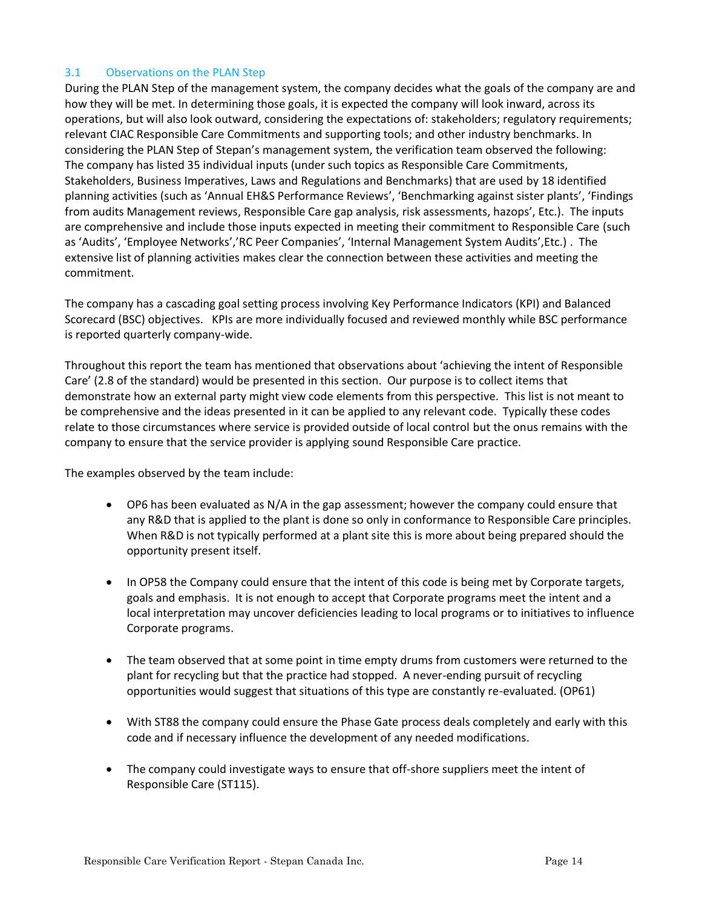### 3.1 Observations on the PLAN Step

During the PLAN Step of the management system, the company decides what the goals of the company are and how they will be met. In determining those goals, it is expected the company will look inward, across its operations, but will also look outward, considering the expectations of: stakeholders; regulatory requirements; relevant CIAC Responsible Care Commitments and supporting tools; and other industry benchmarks. In considering the PLAN Step of Stepan's management system, the verification team observed the following: The company has listed 35 individual inputs (under such topics as Responsible Care Commitments, Stakeholders, Business Imperatives, Laws and Regulations and Benchmarks) that are used by 18 identified planning activities (such as 'Annual EH&S Performance Reviews', 'Benchmarking against sister plants', 'Findings from audits Management reviews, Responsible Care gap analysis, risk assessments, hazops', Etc.). The inputs are comprehensive and include those inputs expected in meeting their commitment to Responsible Care (such as 'Audits', 'Employee Networks','RC Peer Companies', 'Internal Management System Audits',Etc.) . The extensive list of planning activities makes clear the connection between these activities and meeting the commitment.

The company has a cascading goal setting process involving Key Performance Indicators (KPI) and Balanced Scorecard (BSC) objectives. KPIs are more individually focused and reviewed monthly while BSC performance is reported quarterly company-wide.

Throughout this report the team has mentioned that observations about 'achieving the intent of Responsible Care' (2.8 of the standard) would be presented in this section. Our purpose is to collect items that demonstrate how an external party might view code elements from this perspective. This list is not meant to be comprehensive and the ideas presented in it can be applied to any relevant code. Typically these codes relate to those circumstances where service is provided outside of local control but the onus remains with the company to ensure that the service provider is applying sound Responsible Care practice.

The examples observed by the team include:

- OP6 has been evaluated as N/A in the gap assessment; however the company could ensure that any R&D that is applied to the plant is done so only in conformance to Responsible Care principles. When R&D is not typically performed at a plant site this is more about being prepared should the opportunity present itself.

- In OP58 the Company could ensure that the intent of this code is being met by Corporate targets, goals and emphasis. It is not enough to accept that Corporate programs meet the intent and a local interpretation may uncover deficiencies leading to local programs or to initiatives to influence Corporate programs.

- The team observed that at some point in time empty drums from customers were returned to the plant for recycling but that the practice had stopped. A never-ending pursuit of recycling opportunities would suggest that situations of this type are constantly re-evaluated. (OP61)

- With ST88 the company could ensure the Phase Gate process deals completely and early with this code and if necessary influence the development of any needed modifications.

- The company could investigate ways to ensure that off-shore suppliers meet the intent of Responsible Care (ST115).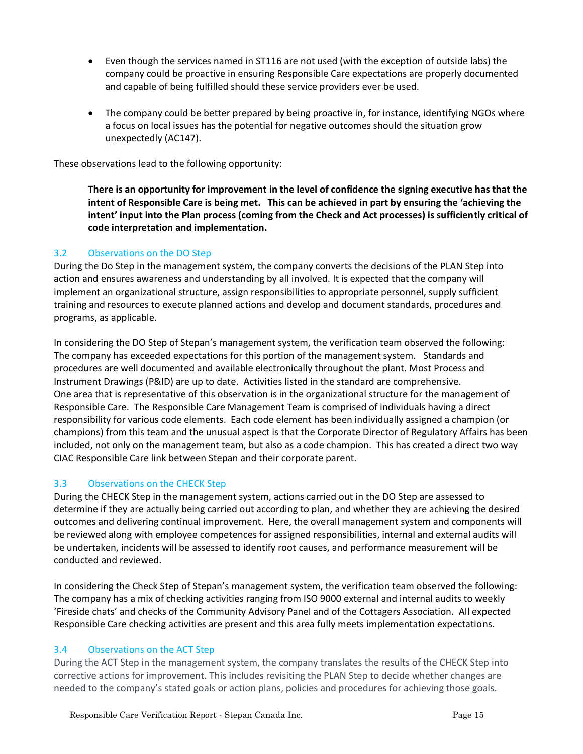- Even though the services named in ST116 are not used (with the exception of outside labs) the company could be proactive in ensuring Responsible Care expectations are properly documented and capable of being fulfilled should these service providers ever be used.
- The company could be better prepared by being proactive in, for instance, identifying NGOs where a focus on local issues has the potential for negative outcomes should the situation grow unexpectedly (AC147).

These observations lead to the following opportunity:

> **There is an opportunity for improvement in the level of confidence the signing executive has that the intent of Responsible Care is being met. This can be achieved in part by ensuring the 'achieving the intent' input into the Plan process (coming from the Check and Act processes) is sufficiently critical of code interpretation and implementation.**

## 3.2 Observations on the DO Step

During the Do Step in the management system, the company converts the decisions of the PLAN Step into action and ensures awareness and understanding by all involved. It is expected that the company will implement an organizational structure, assign responsibilities to appropriate personnel, supply sufficient training and resources to execute planned actions and develop and document standards, procedures and programs, as applicable.

In considering the DO Step of Stepan's management system, the verification team observed the following: The company has exceeded expectations for this portion of the management system. Standards and procedures are well documented and available electronically throughout the plant. Most Process and Instrument Drawings (P&ID) are up to date. Activities listed in the standard are comprehensive. One area that is representative of this observation is in the organizational structure for the management of Responsible Care. The Responsible Care Management Team is comprised of individuals having a direct responsibility for various code elements. Each code element has been individually assigned a champion (or champions) from this team and the unusual aspect is that the Corporate Director of Regulatory Affairs has been included, not only on the management team, but also as a code champion. This has created a direct two way CIAC Responsible Care link between Stepan and their corporate parent.

## 3.3 Observations on the CHECK Step

During the CHECK Step in the management system, actions carried out in the DO Step are assessed to determine if they are actually being carried out according to plan, and whether they are achieving the desired outcomes and delivering continual improvement. Here, the overall management system and components will be reviewed along with employee competences for assigned responsibilities, internal and external audits will be undertaken, incidents will be assessed to identify root causes, and performance measurement will be conducted and reviewed.

In considering the Check Step of Stepan's management system, the verification team observed the following: The company has a mix of checking activities ranging from ISO 9000 external and internal audits to weekly 'Fireside chats' and checks of the Community Advisory Panel and of the Cottagers Association. All expected Responsible Care checking activities are present and this area fully meets implementation expectations.

## 3.4 Observations on the ACT Step

During the ACT Step in the management system, the company translates the results of the CHECK Step into corrective actions for improvement. This includes revisiting the PLAN Step to decide whether changes are needed to the company's stated goals or action plans, policies and procedures for achieving those goals.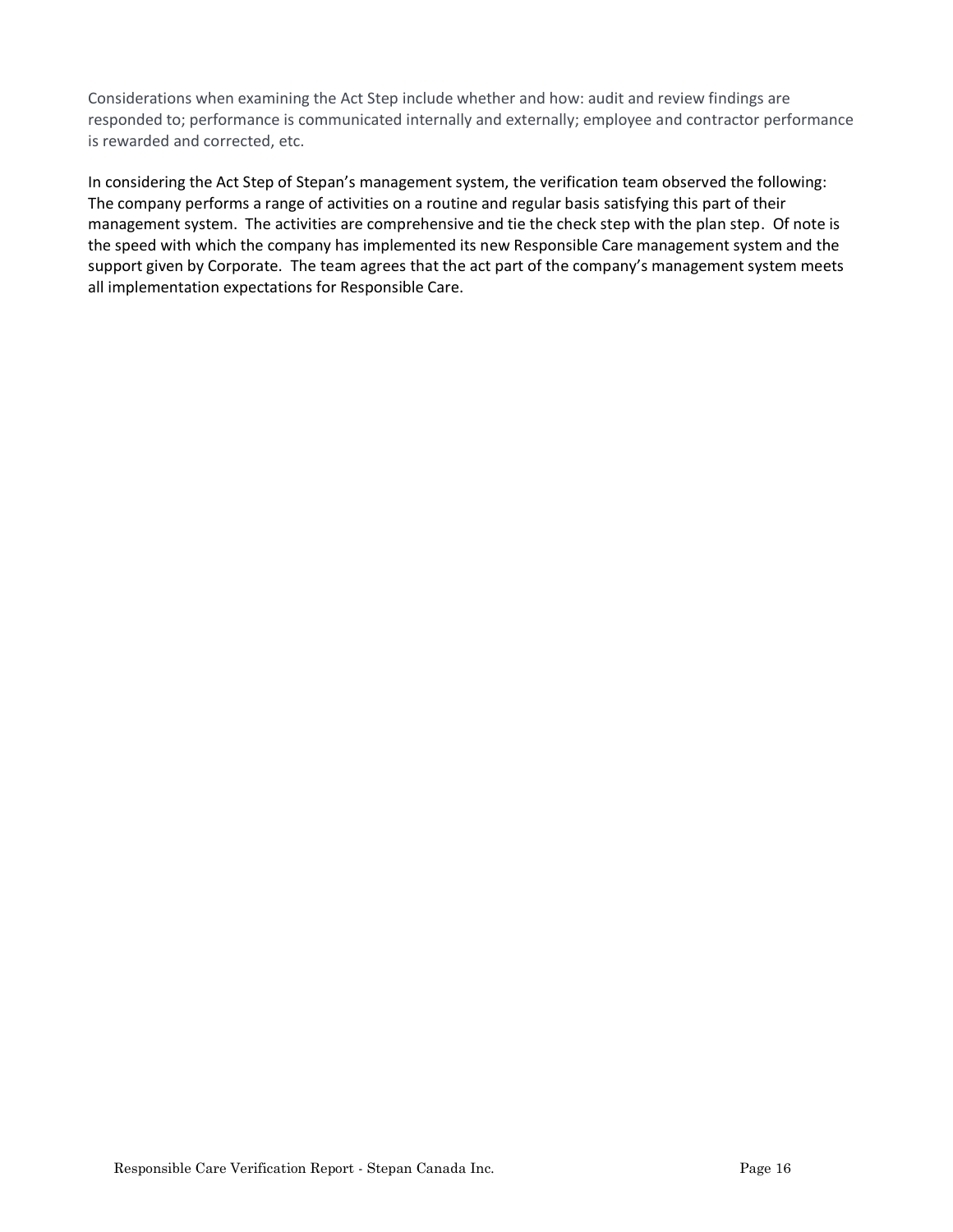Considerations when examining the Act Step include whether and how: audit and review findings are responded to; performance is communicated internally and externally; employee and contractor performance is rewarded and corrected, etc.

In considering the Act Step of Stepan's management system, the verification team observed the following: The company performs a range of activities on a routine and regular basis satisfying this part of their management system. The activities are comprehensive and tie the check step with the plan step. Of note is the speed with which the company has implemented its new Responsible Care management system and the support given by Corporate. The team agrees that the act part of the company's management system meets all implementation expectations for Responsible Care.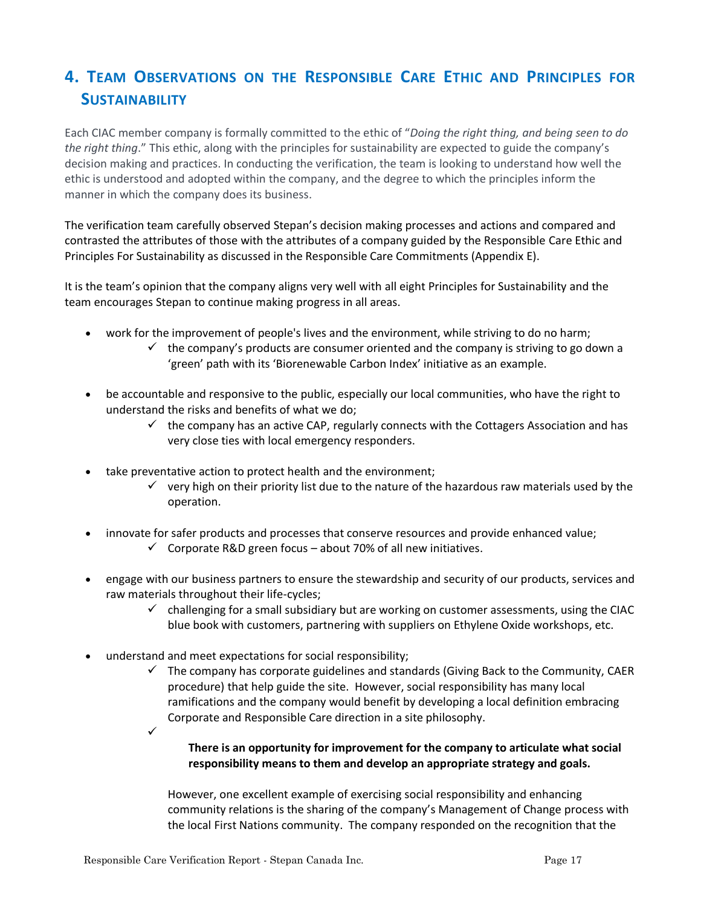# 4. Team Observations on the Responsible Care Ethic and Principles for Sustainability

Each CIAC member company is formally committed to the ethic of "*Doing the right thing, and being seen to do the right thing*." This ethic, along with the principles for sustainability are expected to guide the company's decision making and practices. In conducting the verification, the team is looking to understand how well the ethic is understood and adopted within the company, and the degree to which the principles inform the manner in which the company does its business.

The verification team carefully observed Stepan's decision making processes and actions and compared and contrasted the attributes of those with the attributes of a company guided by the Responsible Care Ethic and Principles For Sustainability as discussed in the Responsible Care Commitments (Appendix E).

It is the team's opinion that the company aligns very well with all eight Principles for Sustainability and the team encourages Stepan to continue making progress in all areas.

- work for the improvement of people's lives and the environment, while striving to do no harm;
  - ✓ the company's products are consumer oriented and the company is striving to go down a 'green' path with its 'Biorenewable Carbon Index' initiative as an example.
- be accountable and responsive to the public, especially our local communities, who have the right to understand the risks and benefits of what we do;
  - ✓ the company has an active CAP, regularly connects with the Cottagers Association and has very close ties with local emergency responders.
- take preventative action to protect health and the environment;
  - ✓ very high on their priority list due to the nature of the hazardous raw materials used by the operation.
- innovate for safer products and processes that conserve resources and provide enhanced value;
  - ✓ Corporate R&D green focus – about 70% of all new initiatives.
- engage with our business partners to ensure the stewardship and security of our products, services and raw materials throughout their life-cycles;
  - ✓ challenging for a small subsidiary but are working on customer assessments, using the CIAC blue book with customers, partnering with suppliers on Ethylene Oxide workshops, etc.
- understand and meet expectations for social responsibility;
  - ✓ The company has corporate guidelines and standards (Giving Back to the Community, CAER procedure) that help guide the site. However, social responsibility has many local ramifications and the company would benefit by developing a local definition embracing Corporate and Responsible Care direction in a site philosophy.
  - ✓ **There is an opportunity for improvement for the company to articulate what social responsibility means to them and develop an appropriate strategy and goals.**

    However, one excellent example of exercising social responsibility and enhancing community relations is the sharing of the company's Management of Change process with the local First Nations community. The company responded on the recognition that the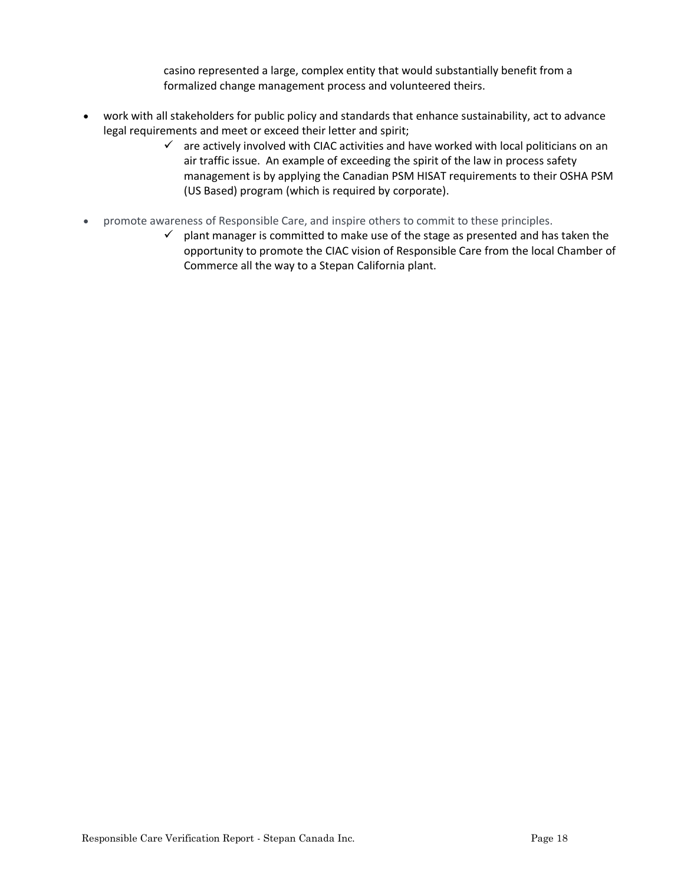casino represented a large, complex entity that would substantially benefit from a formalized change management process and volunteered theirs.

- work with all stakeholders for public policy and standards that enhance sustainability, act to advance legal requirements and meet or exceed their letter and spirit;
  - ✓ are actively involved with CIAC activities and have worked with local politicians on an air traffic issue. An example of exceeding the spirit of the law in process safety management is by applying the Canadian PSM HISAT requirements to their OSHA PSM (US Based) program (which is required by corporate).
- promote awareness of Responsible Care, and inspire others to commit to these principles.
  - ✓ plant manager is committed to make use of the stage as presented and has taken the opportunity to promote the CIAC vision of Responsible Care from the local Chamber of Commerce all the way to a Stepan California plant.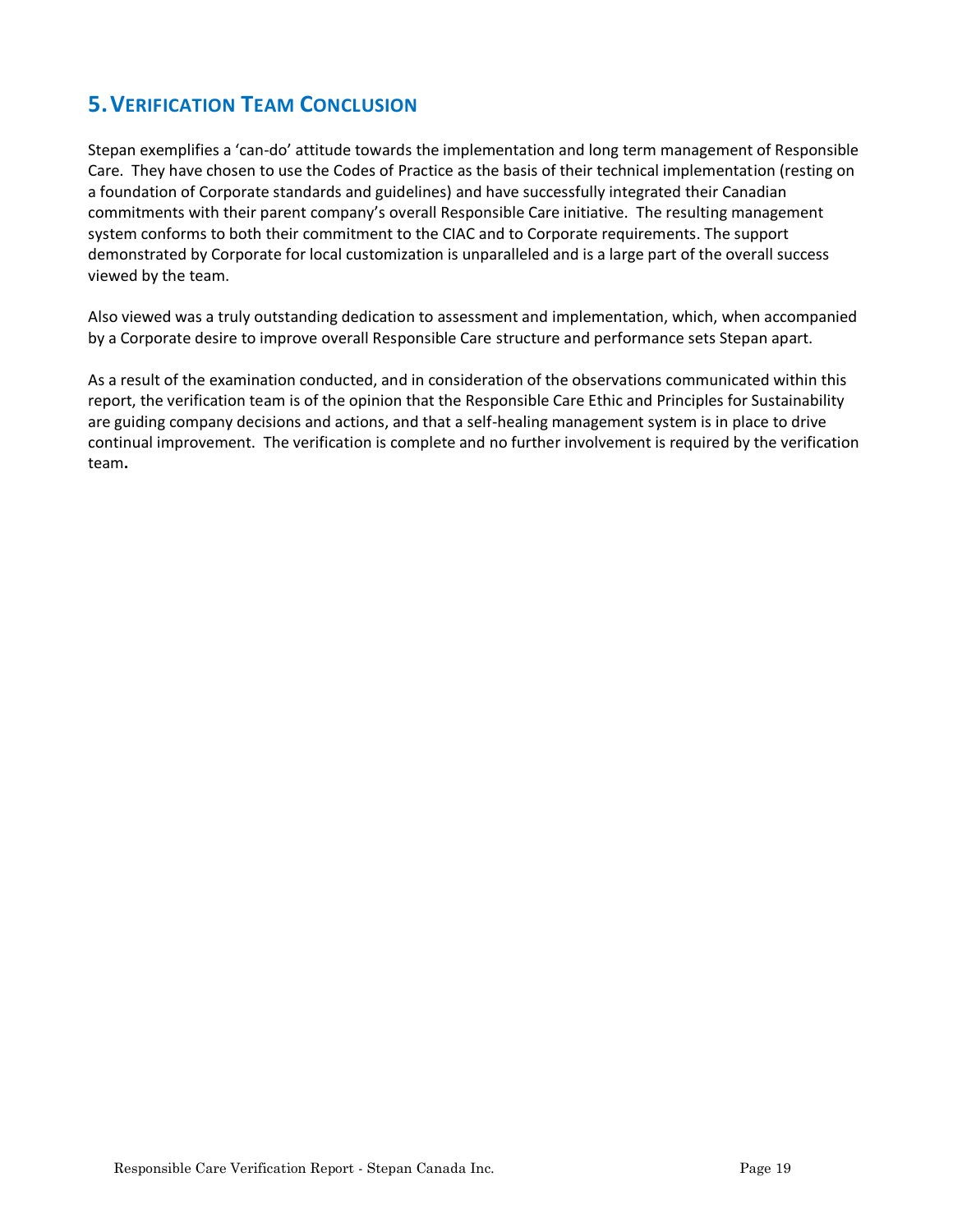# 5. Verification Team Conclusion

Stepan exemplifies a 'can-do' attitude towards the implementation and long term management of Responsible Care. They have chosen to use the Codes of Practice as the basis of their technical implementation (resting on a foundation of Corporate standards and guidelines) and have successfully integrated their Canadian commitments with their parent company's overall Responsible Care initiative. The resulting management system conforms to both their commitment to the CIAC and to Corporate requirements. The support demonstrated by Corporate for local customization is unparalleled and is a large part of the overall success viewed by the team.

Also viewed was a truly outstanding dedication to assessment and implementation, which, when accompanied by a Corporate desire to improve overall Responsible Care structure and performance sets Stepan apart.

As a result of the examination conducted, and in consideration of the observations communicated within this report, the verification team is of the opinion that the Responsible Care Ethic and Principles for Sustainability are guiding company decisions and actions, and that a self-healing management system is in place to drive continual improvement. The verification is complete and no further involvement is required by the verification team.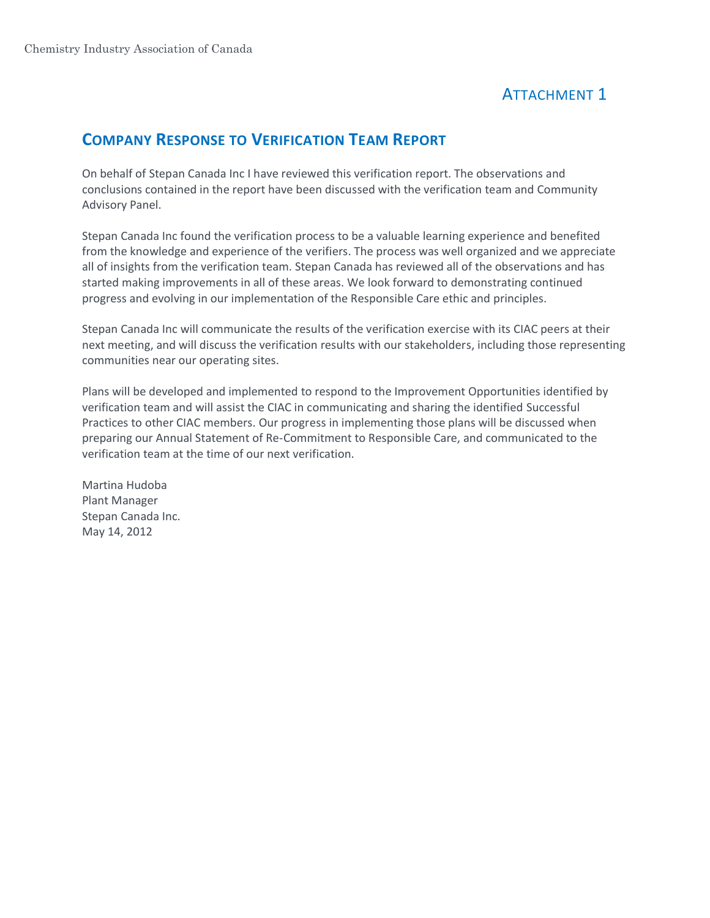# ATTACHMENT 1

## COMPANY RESPONSE TO VERIFICATION TEAM REPORT

On behalf of Stepan Canada Inc I have reviewed this verification report. The observations and conclusions contained in the report have been discussed with the verification team and Community Advisory Panel.

Stepan Canada Inc found the verification process to be a valuable learning experience and benefited from the knowledge and experience of the verifiers. The process was well organized and we appreciate all of insights from the verification team. Stepan Canada has reviewed all of the observations and has started making improvements in all of these areas. We look forward to demonstrating continued progress and evolving in our implementation of the Responsible Care ethic and principles.

Stepan Canada Inc will communicate the results of the verification exercise with its CIAC peers at their next meeting, and will discuss the verification results with our stakeholders, including those representing communities near our operating sites.

Plans will be developed and implemented to respond to the Improvement Opportunities identified by verification team and will assist the CIAC in communicating and sharing the identified Successful Practices to other CIAC members. Our progress in implementing those plans will be discussed when preparing our Annual Statement of Re-Commitment to Responsible Care, and communicated to the verification team at the time of our next verification.

Martina Hudoba
Plant Manager
Stepan Canada Inc.
May 14, 2012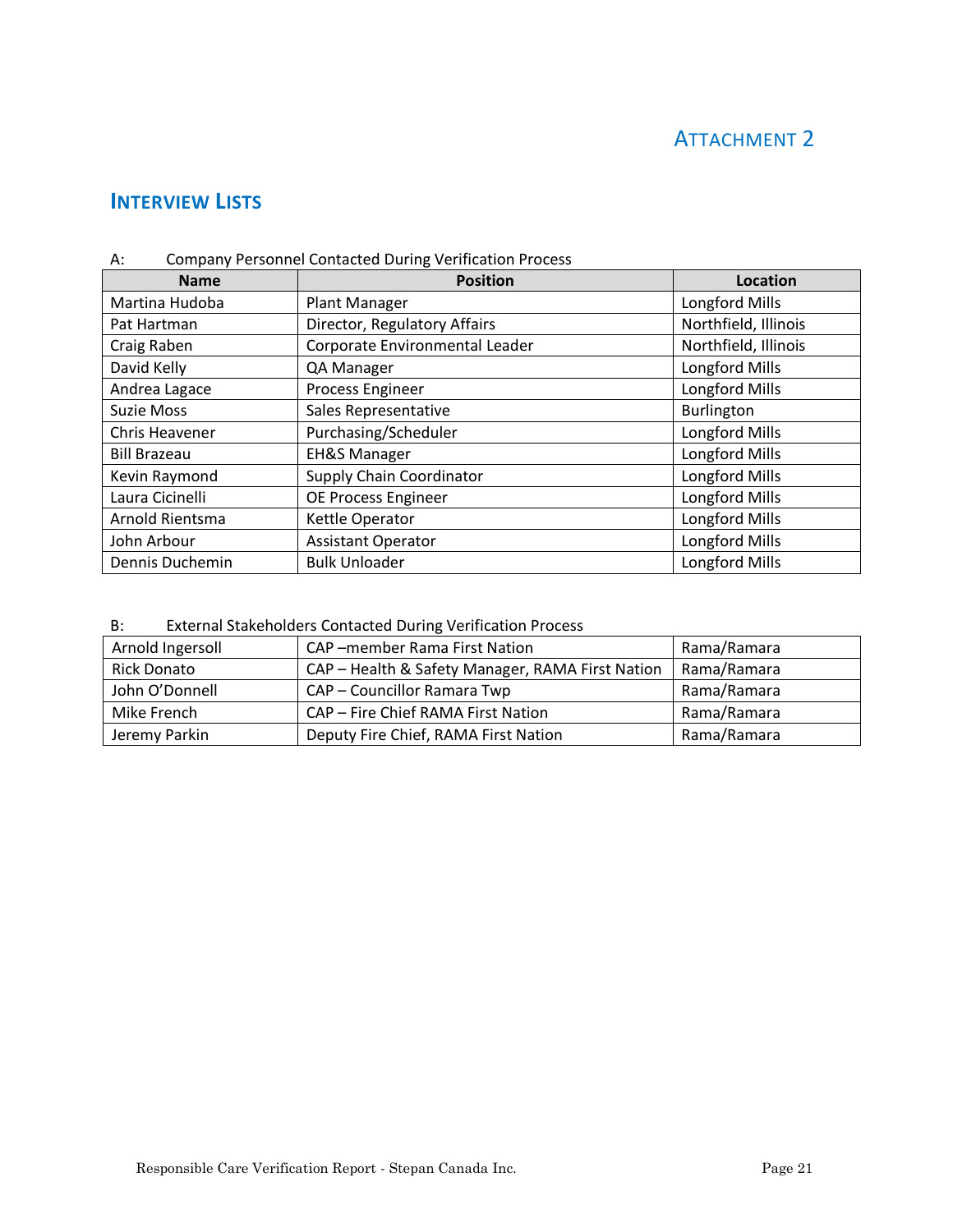# ATTACHMENT 2

## INTERVIEW LISTS

A: Company Personnel Contacted During Verification Process

| Name | Position | Location |
|---|---|---|
| Martina Hudoba | Plant Manager | Longford Mills |
| Pat Hartman | Director, Regulatory Affairs | Northfield, Illinois |
| Craig Raben | Corporate Environmental Leader | Northfield, Illinois |
| David Kelly | QA Manager | Longford Mills |
| Andrea Lagace | Process Engineer | Longford Mills |
| Suzie Moss | Sales Representative | Burlington |
| Chris Heavener | Purchasing/Scheduler | Longford Mills |
| Bill Brazeau | EH&S Manager | Longford Mills |
| Kevin Raymond | Supply Chain Coordinator | Longford Mills |
| Laura Cicinelli | OE Process Engineer | Longford Mills |
| Arnold Rientsma | Kettle Operator | Longford Mills |
| John Arbour | Assistant Operator | Longford Mills |
| Dennis Duchemin | Bulk Unloader | Longford Mills |

B: External Stakeholders Contacted During Verification Process

| | | |
|---|---|---|
| Arnold Ingersoll | CAP –member Rama First Nation | Rama/Ramara |
| Rick Donato | CAP – Health & Safety Manager, RAMA First Nation | Rama/Ramara |
| John O'Donnell | CAP – Councillor Ramara Twp | Rama/Ramara |
| Mike French | CAP – Fire Chief RAMA First Nation | Rama/Ramara |
| Jeremy Parkin | Deputy Fire Chief, RAMA First Nation | Rama/Ramara |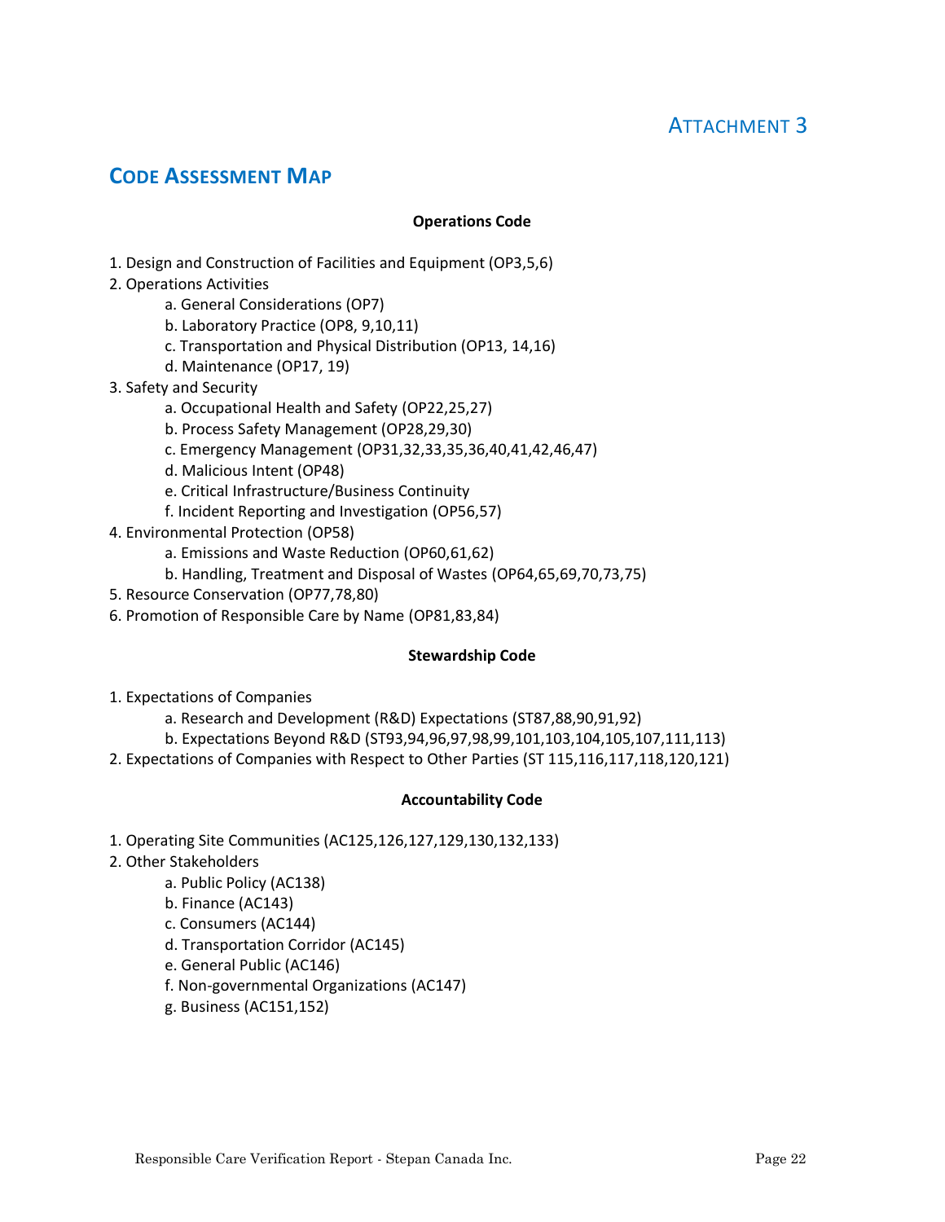# ATTACHMENT 3

## CODE ASSESSMENT MAP

**Operations Code**

1. Design and Construction of Facilities and Equipment (OP3,5,6)
2. Operations Activities
   - a. General Considerations (OP7)
   - b. Laboratory Practice (OP8, 9,10,11)
   - c. Transportation and Physical Distribution (OP13, 14,16)
   - d. Maintenance (OP17, 19)
3. Safety and Security
   - a. Occupational Health and Safety (OP22,25,27)
   - b. Process Safety Management (OP28,29,30)
   - c. Emergency Management (OP31,32,33,35,36,40,41,42,46,47)
   - d. Malicious Intent (OP48)
   - e. Critical Infrastructure/Business Continuity
   - f. Incident Reporting and Investigation (OP56,57)
4. Environmental Protection (OP58)
   - a. Emissions and Waste Reduction (OP60,61,62)
   - b. Handling, Treatment and Disposal of Wastes (OP64,65,69,70,73,75)
5. Resource Conservation (OP77,78,80)
6. Promotion of Responsible Care by Name (OP81,83,84)

**Stewardship Code**

1. Expectations of Companies
   - a. Research and Development (R&D) Expectations (ST87,88,90,91,92)
   - b. Expectations Beyond R&D (ST93,94,96,97,98,99,101,103,104,105,107,111,113)
2. Expectations of Companies with Respect to Other Parties (ST 115,116,117,118,120,121)

**Accountability Code**

1. Operating Site Communities (AC125,126,127,129,130,132,133)
2. Other Stakeholders
   - a. Public Policy (AC138)
   - b. Finance (AC143)
   - c. Consumers (AC144)
   - d. Transportation Corridor (AC145)
   - e. General Public (AC146)
   - f. Non-governmental Organizations (AC147)
   - g. Business (AC151,152)